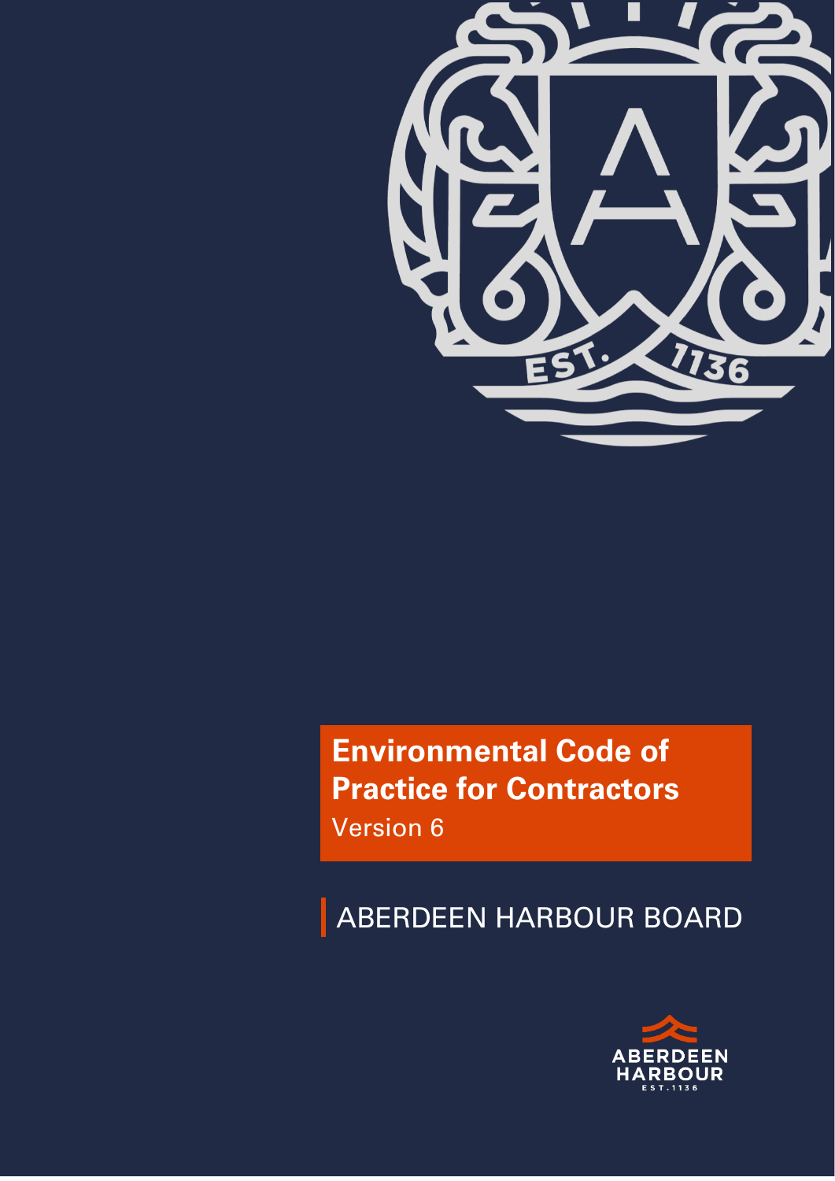# Environmental Code of Practice for Contractors

Version 6

ABERDEEN HARBOUR BOARD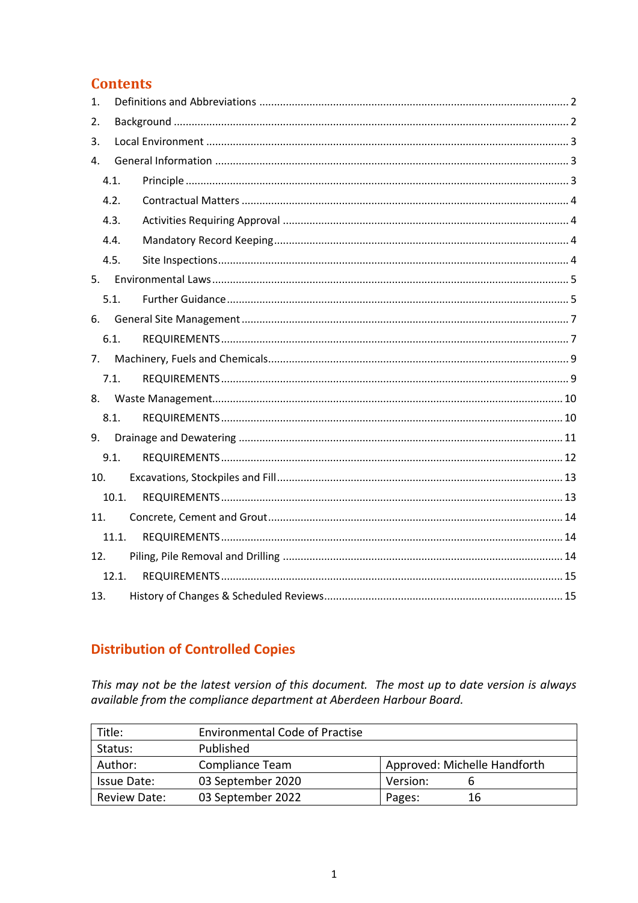## Contents

1. Definitions and Abbreviations ........................................................ 2
2. Background ........................................................ 2
3. Local Environment ........................................................ 3
4. General Information ........................................................ 3
   - 4.1. Principle ........................................................ 3
   - 4.2. Contractual Matters ........................................................ 4
   - 4.3. Activities Requiring Approval ........................................................ 4
   - 4.4. Mandatory Record Keeping ........................................................ 4
   - 4.5. Site Inspections ........................................................ 4
5. Environmental Laws ........................................................ 5
   - 5.1. Further Guidance ........................................................ 5
6. General Site Management ........................................................ 7
   - 6.1. REQUIREMENTS ........................................................ 7
7. Machinery, Fuels and Chemicals ........................................................ 9
   - 7.1. REQUIREMENTS ........................................................ 9
8. Waste Management ........................................................ 10
   - 8.1. REQUIREMENTS ........................................................ 10
9. Drainage and Dewatering ........................................................ 11
   - 9.1. REQUIREMENTS ........................................................ 12
10. Excavations, Stockpiles and Fill ........................................................ 13
    - 10.1. REQUIREMENTS ........................................................ 13
11. Concrete, Cement and Grout ........................................................ 14
    - 11.1. REQUIREMENTS ........................................................ 14
12. Piling, Pile Removal and Drilling ........................................................ 14
    - 12.1. REQUIREMENTS ........................................................ 15
13. History of Changes & Scheduled Reviews ........................................................ 15

## Distribution of Controlled Copies

*This may not be the latest version of this document. The most up to date version is always available from the compliance department at Aberdeen Harbour Board.*

| Title: | Environmental Code of Practise | |
|---|---|---|
| Status: | Published | |
| Author: | Compliance Team | Approved: Michelle Handforth |
| Issue Date: | 03 September 2020 | Version: 6 |
| Review Date: | 03 September 2022 | Pages: 16 |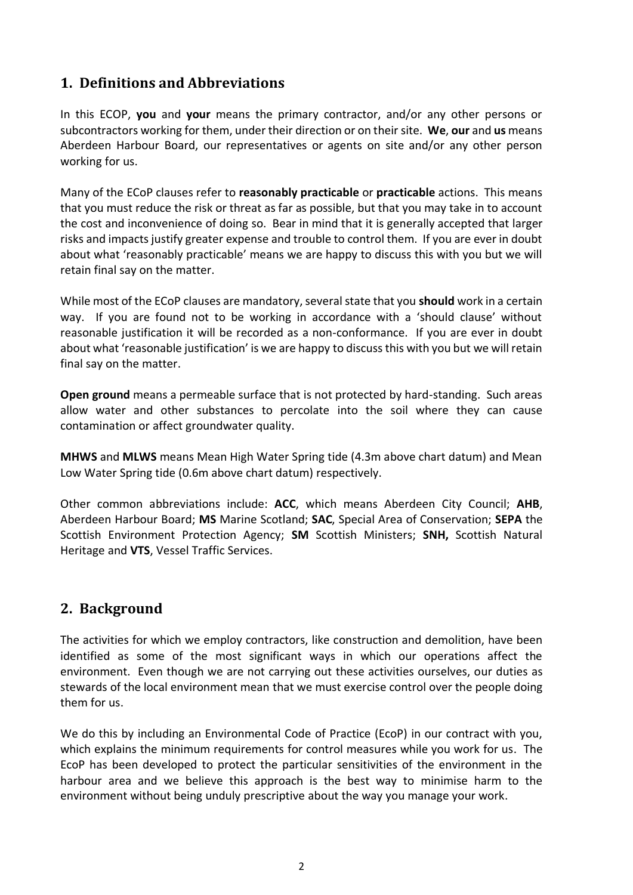## 1. Definitions and Abbreviations

In this ECOP, **you** and **your** means the primary contractor, and/or any other persons or subcontractors working for them, under their direction or on their site. **We**, **our** and **us** means Aberdeen Harbour Board, our representatives or agents on site and/or any other person working for us.

Many of the ECoP clauses refer to **reasonably practicable** or **practicable** actions. This means that you must reduce the risk or threat as far as possible, but that you may take in to account the cost and inconvenience of doing so. Bear in mind that it is generally accepted that larger risks and impacts justify greater expense and trouble to control them. If you are ever in doubt about what 'reasonably practicable' means we are happy to discuss this with you but we will retain final say on the matter.

While most of the ECoP clauses are mandatory, several state that you **should** work in a certain way. If you are found not to be working in accordance with a 'should clause' without reasonable justification it will be recorded as a non-conformance. If you are ever in doubt about what 'reasonable justification' is we are happy to discuss this with you but we will retain final say on the matter.

**Open ground** means a permeable surface that is not protected by hard-standing. Such areas allow water and other substances to percolate into the soil where they can cause contamination or affect groundwater quality.

**MHWS** and **MLWS** means Mean High Water Spring tide (4.3m above chart datum) and Mean Low Water Spring tide (0.6m above chart datum) respectively.

Other common abbreviations include: **ACC**, which means Aberdeen City Council; **AHB**, Aberdeen Harbour Board; **MS** Marine Scotland; **SAC**, Special Area of Conservation; **SEPA** the Scottish Environment Protection Agency; **SM** Scottish Ministers; **SNH,** Scottish Natural Heritage and **VTS**, Vessel Traffic Services.

## 2. Background

The activities for which we employ contractors, like construction and demolition, have been identified as some of the most significant ways in which our operations affect the environment. Even though we are not carrying out these activities ourselves, our duties as stewards of the local environment mean that we must exercise control over the people doing them for us.

We do this by including an Environmental Code of Practice (EcoP) in our contract with you, which explains the minimum requirements for control measures while you work for us. The EcoP has been developed to protect the particular sensitivities of the environment in the harbour area and we believe this approach is the best way to minimise harm to the environment without being unduly prescriptive about the way you manage your work.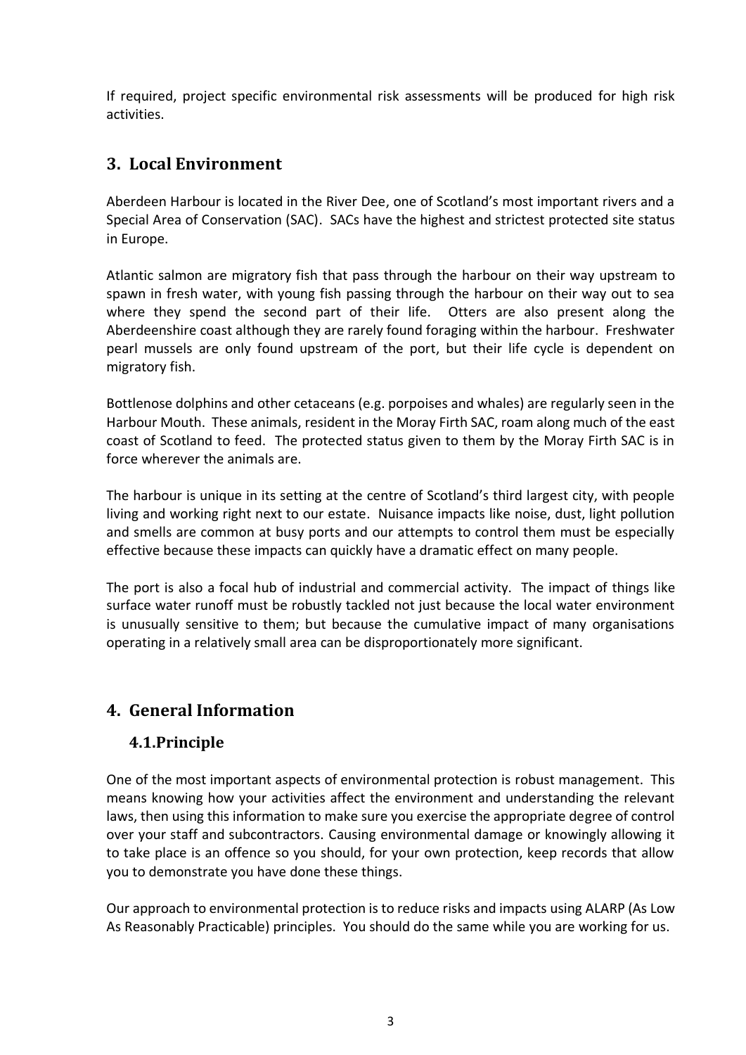If required, project specific environmental risk assessments will be produced for high risk activities.

## 3. Local Environment

Aberdeen Harbour is located in the River Dee, one of Scotland's most important rivers and a Special Area of Conservation (SAC). SACs have the highest and strictest protected site status in Europe.

Atlantic salmon are migratory fish that pass through the harbour on their way upstream to spawn in fresh water, with young fish passing through the harbour on their way out to sea where they spend the second part of their life. Otters are also present along the Aberdeenshire coast although they are rarely found foraging within the harbour. Freshwater pearl mussels are only found upstream of the port, but their life cycle is dependent on migratory fish.

Bottlenose dolphins and other cetaceans (e.g. porpoises and whales) are regularly seen in the Harbour Mouth. These animals, resident in the Moray Firth SAC, roam along much of the east coast of Scotland to feed. The protected status given to them by the Moray Firth SAC is in force wherever the animals are.

The harbour is unique in its setting at the centre of Scotland's third largest city, with people living and working right next to our estate. Nuisance impacts like noise, dust, light pollution and smells are common at busy ports and our attempts to control them must be especially effective because these impacts can quickly have a dramatic effect on many people.

The port is also a focal hub of industrial and commercial activity. The impact of things like surface water runoff must be robustly tackled not just because the local water environment is unusually sensitive to them; but because the cumulative impact of many organisations operating in a relatively small area can be disproportionately more significant.

## 4. General Information

### 4.1. Principle

One of the most important aspects of environmental protection is robust management. This means knowing how your activities affect the environment and understanding the relevant laws, then using this information to make sure you exercise the appropriate degree of control over your staff and subcontractors. Causing environmental damage or knowingly allowing it to take place is an offence so you should, for your own protection, keep records that allow you to demonstrate you have done these things.

Our approach to environmental protection is to reduce risks and impacts using ALARP (As Low As Reasonably Practicable) principles. You should do the same while you are working for us.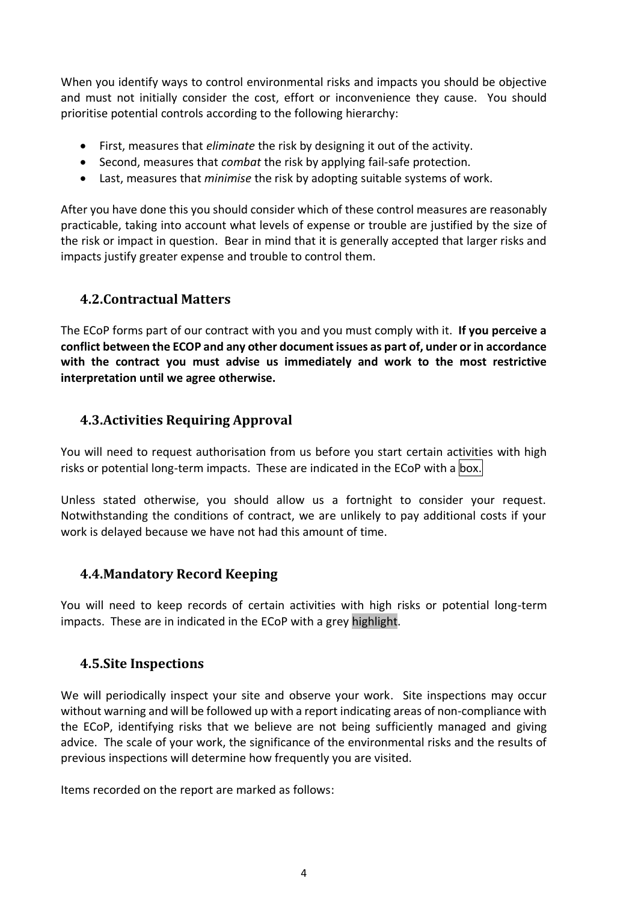When you identify ways to control environmental risks and impacts you should be objective and must not initially consider the cost, effort or inconvenience they cause. You should prioritise potential controls according to the following hierarchy:

- First, measures that *eliminate* the risk by designing it out of the activity.
- Second, measures that *combat* the risk by applying fail-safe protection.
- Last, measures that *minimise* the risk by adopting suitable systems of work.

After you have done this you should consider which of these control measures are reasonably practicable, taking into account what levels of expense or trouble are justified by the size of the risk or impact in question. Bear in mind that it is generally accepted that larger risks and impacts justify greater expense and trouble to control them.

## 4.2.Contractual Matters

The ECoP forms part of our contract with you and you must comply with it. **If you perceive a conflict between the ECOP and any other document issues as part of, under or in accordance with the contract you must advise us immediately and work to the most restrictive interpretation until we agree otherwise.**

## 4.3.Activities Requiring Approval

You will need to request authorisation from us before you start certain activities with high risks or potential long-term impacts. These are indicated in the ECoP with a box.

Unless stated otherwise, you should allow us a fortnight to consider your request. Notwithstanding the conditions of contract, we are unlikely to pay additional costs if your work is delayed because we have not had this amount of time.

## 4.4.Mandatory Record Keeping

You will need to keep records of certain activities with high risks or potential long-term impacts. These are in indicated in the ECoP with a grey highlight.

## 4.5.Site Inspections

We will periodically inspect your site and observe your work. Site inspections may occur without warning and will be followed up with a report indicating areas of non-compliance with the ECoP, identifying risks that we believe are not being sufficiently managed and giving advice. The scale of your work, the significance of the environmental risks and the results of previous inspections will determine how frequently you are visited.

Items recorded on the report are marked as follows: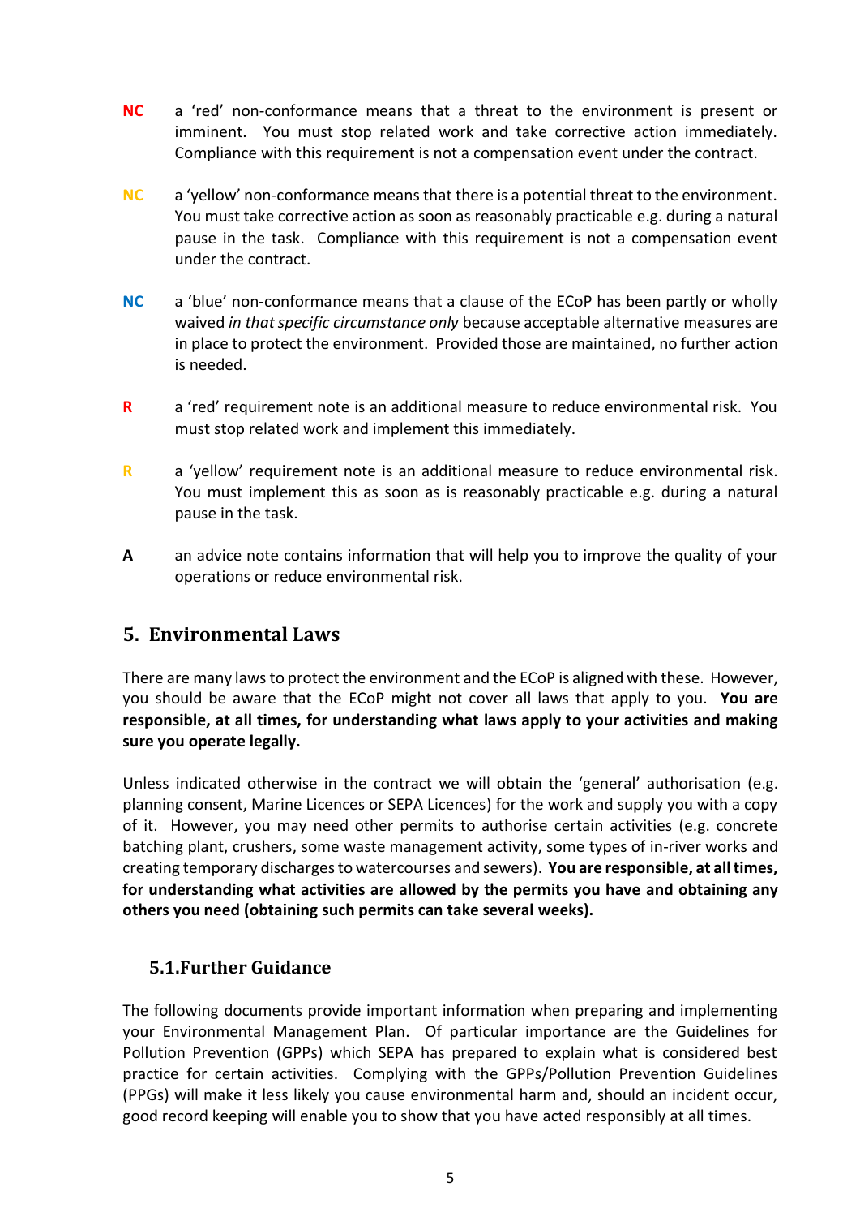**NC** a 'red' non-conformance means that a threat to the environment is present or imminent. You must stop related work and take corrective action immediately. Compliance with this requirement is not a compensation event under the contract.

**NC** a 'yellow' non-conformance means that there is a potential threat to the environment. You must take corrective action as soon as reasonably practicable e.g. during a natural pause in the task. Compliance with this requirement is not a compensation event under the contract.

**NC** a 'blue' non-conformance means that a clause of the ECoP has been partly or wholly waived *in that specific circumstance only* because acceptable alternative measures are in place to protect the environment. Provided those are maintained, no further action is needed.

**R** a 'red' requirement note is an additional measure to reduce environmental risk. You must stop related work and implement this immediately.

**R** a 'yellow' requirement note is an additional measure to reduce environmental risk. You must implement this as soon as is reasonably practicable e.g. during a natural pause in the task.

**A** an advice note contains information that will help you to improve the quality of your operations or reduce environmental risk.

## 5. Environmental Laws

There are many laws to protect the environment and the ECoP is aligned with these. However, you should be aware that the ECoP might not cover all laws that apply to you. **You are responsible, at all times, for understanding what laws apply to your activities and making sure you operate legally.**

Unless indicated otherwise in the contract we will obtain the 'general' authorisation (e.g. planning consent, Marine Licences or SEPA Licences) for the work and supply you with a copy of it. However, you may need other permits to authorise certain activities (e.g. concrete batching plant, crushers, some waste management activity, some types of in-river works and creating temporary discharges to watercourses and sewers). **You are responsible, at all times, for understanding what activities are allowed by the permits you have and obtaining any others you need (obtaining such permits can take several weeks).**

### 5.1. Further Guidance

The following documents provide important information when preparing and implementing your Environmental Management Plan. Of particular importance are the Guidelines for Pollution Prevention (GPPs) which SEPA has prepared to explain what is considered best practice for certain activities. Complying with the GPPs/Pollution Prevention Guidelines (PPGs) will make it less likely you cause environmental harm and, should an incident occur, good record keeping will enable you to show that you have acted responsibly at all times.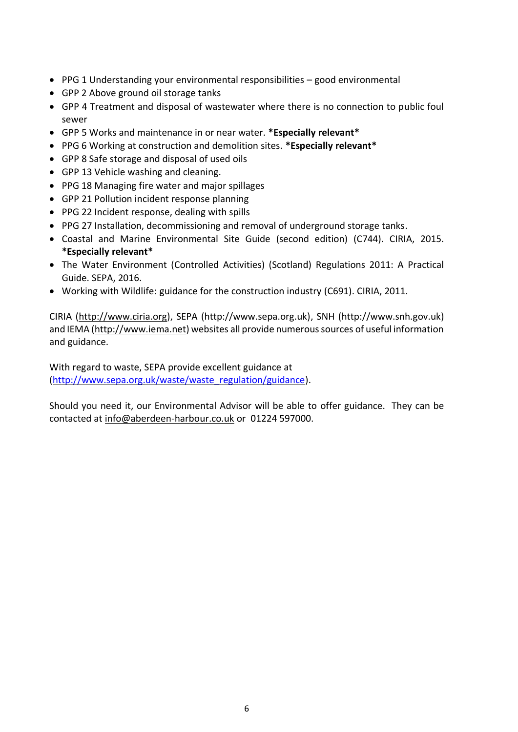- PPG 1 Understanding your environmental responsibilities – good environmental
- GPP 2 Above ground oil storage tanks
- GPP 4 Treatment and disposal of wastewater where there is no connection to public foul sewer
- GPP 5 Works and maintenance in or near water. ***Especially relevant***
- PPG 6 Working at construction and demolition sites. ***Especially relevant***
- GPP 8 Safe storage and disposal of used oils
- GPP 13 Vehicle washing and cleaning.
- PPG 18 Managing fire water and major spillages
- GPP 21 Pollution incident response planning
- PPG 22 Incident response, dealing with spills
- PPG 27 Installation, decommissioning and removal of underground storage tanks.
- Coastal and Marine Environmental Site Guide (second edition) (C744). CIRIA, 2015. ***Especially relevant***
- The Water Environment (Controlled Activities) (Scotland) Regulations 2011: A Practical Guide. SEPA, 2016.
- Working with Wildlife: guidance for the construction industry (C691). CIRIA, 2011.

CIRIA (http://www.ciria.org), SEPA (http://www.sepa.org.uk), SNH (http://www.snh.gov.uk) and IEMA (http://www.iema.net) websites all provide numerous sources of useful information and guidance.

With regard to waste, SEPA provide excellent guidance at (http://www.sepa.org.uk/waste/waste_regulation/guidance).

Should you need it, our Environmental Advisor will be able to offer guidance. They can be contacted at info@aberdeen-harbour.co.uk or 01224 597000.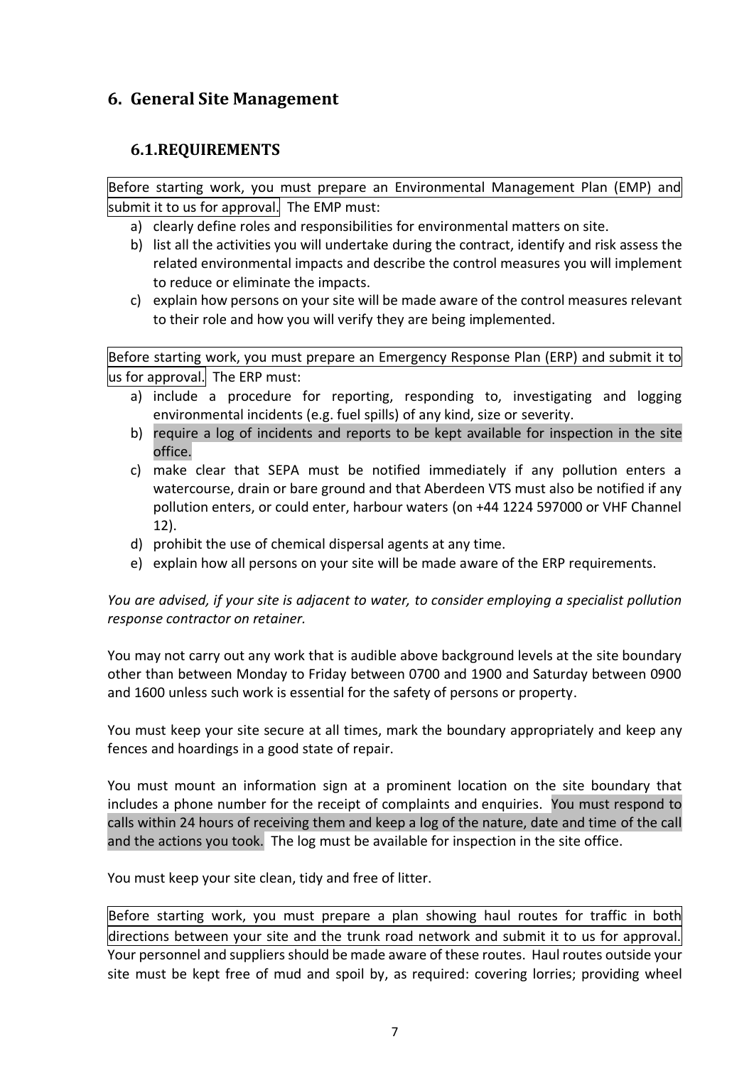# 6. General Site Management

## 6.1. REQUIREMENTS

Before starting work, you must prepare an Environmental Management Plan (EMP) and submit it to us for approval. The EMP must:

a) clearly define roles and responsibilities for environmental matters on site.
b) list all the activities you will undertake during the contract, identify and risk assess the related environmental impacts and describe the control measures you will implement to reduce or eliminate the impacts.
c) explain how persons on your site will be made aware of the control measures relevant to their role and how you will verify they are being implemented.

Before starting work, you must prepare an Emergency Response Plan (ERP) and submit it to us for approval. The ERP must:

a) include a procedure for reporting, responding to, investigating and logging environmental incidents (e.g. fuel spills) of any kind, size or severity.
b) require a log of incidents and reports to be kept available for inspection in the site office.
c) make clear that SEPA must be notified immediately if any pollution enters a watercourse, drain or bare ground and that Aberdeen VTS must also be notified if any pollution enters, or could enter, harbour waters (on +44 1224 597000 or VHF Channel 12).
d) prohibit the use of chemical dispersal agents at any time.
e) explain how all persons on your site will be made aware of the ERP requirements.

*You are advised, if your site is adjacent to water, to consider employing a specialist pollution response contractor on retainer.*

You may not carry out any work that is audible above background levels at the site boundary other than between Monday to Friday between 0700 and 1900 and Saturday between 0900 and 1600 unless such work is essential for the safety of persons or property.

You must keep your site secure at all times, mark the boundary appropriately and keep any fences and hoardings in a good state of repair.

You must mount an information sign at a prominent location on the site boundary that includes a phone number for the receipt of complaints and enquiries. You must respond to calls within 24 hours of receiving them and keep a log of the nature, date and time of the call and the actions you took. The log must be available for inspection in the site office.

You must keep your site clean, tidy and free of litter.

Before starting work, you must prepare a plan showing haul routes for traffic in both directions between your site and the trunk road network and submit it to us for approval. Your personnel and suppliers should be made aware of these routes. Haul routes outside your site must be kept free of mud and spoil by, as required: covering lorries; providing wheel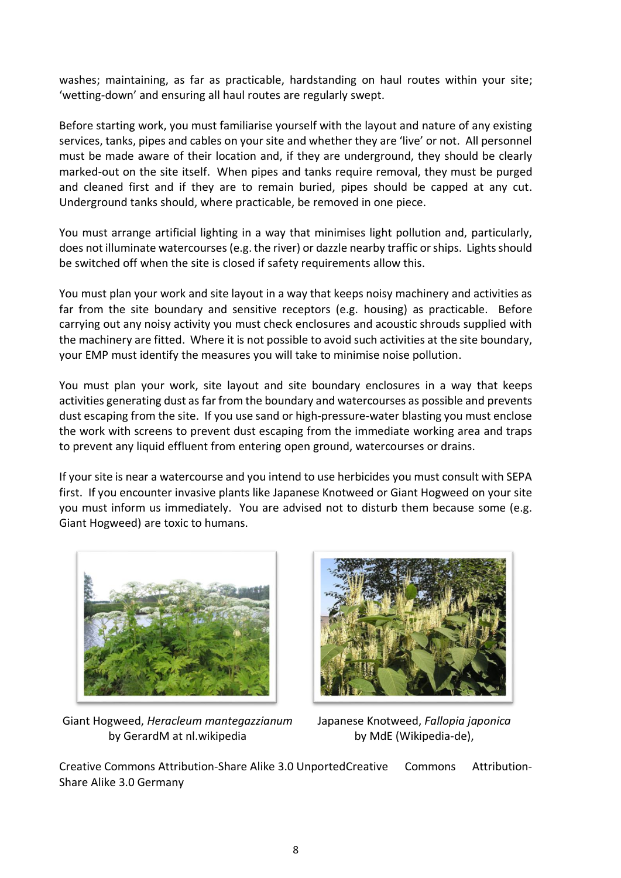washes; maintaining, as far as practicable, hardstanding on haul routes within your site; 'wetting-down' and ensuring all haul routes are regularly swept.

Before starting work, you must familiarise yourself with the layout and nature of any existing services, tanks, pipes and cables on your site and whether they are 'live' or not. All personnel must be made aware of their location and, if they are underground, they should be clearly marked-out on the site itself. When pipes and tanks require removal, they must be purged and cleaned first and if they are to remain buried, pipes should be capped at any cut. Underground tanks should, where practicable, be removed in one piece.

You must arrange artificial lighting in a way that minimises light pollution and, particularly, does not illuminate watercourses (e.g. the river) or dazzle nearby traffic or ships. Lights should be switched off when the site is closed if safety requirements allow this.

You must plan your work and site layout in a way that keeps noisy machinery and activities as far from the site boundary and sensitive receptors (e.g. housing) as practicable. Before carrying out any noisy activity you must check enclosures and acoustic shrouds supplied with the machinery are fitted. Where it is not possible to avoid such activities at the site boundary, your EMP must identify the measures you will take to minimise noise pollution.

You must plan your work, site layout and site boundary enclosures in a way that keeps activities generating dust as far from the boundary and watercourses as possible and prevents dust escaping from the site. If you use sand or high-pressure-water blasting you must enclose the work with screens to prevent dust escaping from the immediate working area and traps to prevent any liquid effluent from entering open ground, watercourses or drains.

If your site is near a watercourse and you intend to use herbicides you must consult with SEPA first. If you encounter invasive plants like Japanese Knotweed or Giant Hogweed on your site you must inform us immediately. You are advised not to disturb them because some (e.g. Giant Hogweed) are toxic to humans.

Giant Hogweed, *Heracleum mantegazzianum* by GerardM at nl.wikipedia

Japanese Knotweed, *Fallopia japonica* by MdE (Wikipedia-de),

Creative Commons Attribution-Share Alike 3.0 UnportedCreative Commons Attribution-Share Alike 3.0 Germany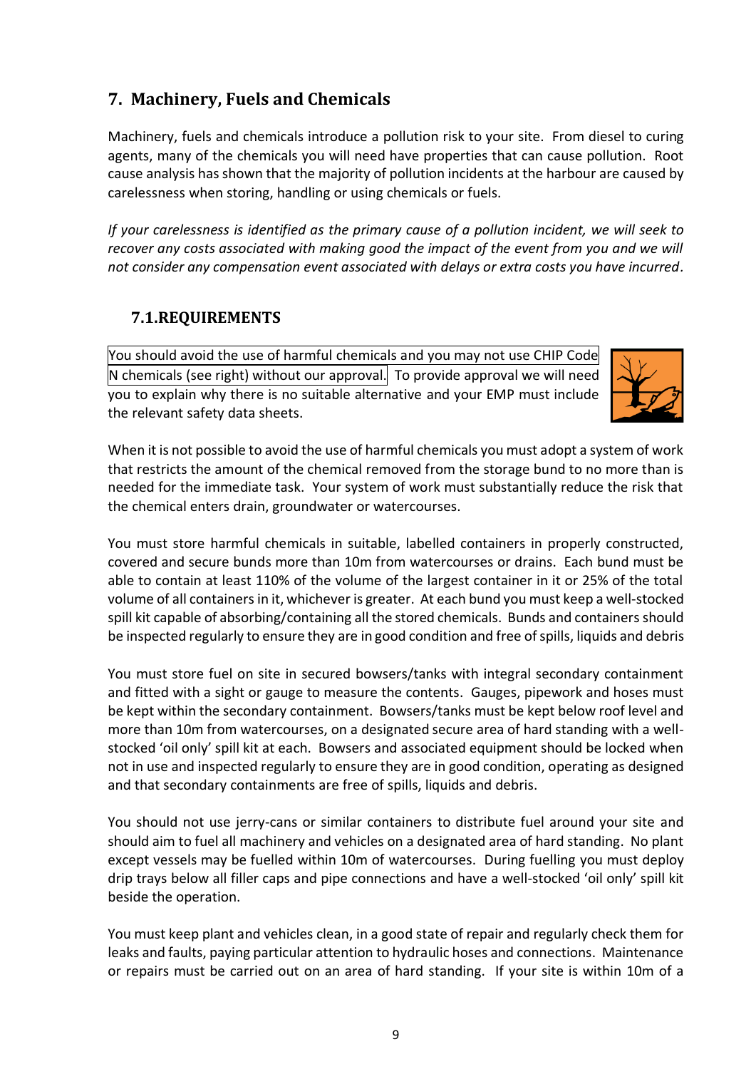## 7. Machinery, Fuels and Chemicals

Machinery, fuels and chemicals introduce a pollution risk to your site. From diesel to curing agents, many of the chemicals you will need have properties that can cause pollution. Root cause analysis has shown that the majority of pollution incidents at the harbour are caused by carelessness when storing, handling or using chemicals or fuels.

*If your carelessness is identified as the primary cause of a pollution incident, we will seek to recover any costs associated with making good the impact of the event from you and we will not consider any compensation event associated with delays or extra costs you have incurred*.

### 7.1. REQUIREMENTS

You should avoid the use of harmful chemicals and you may not use CHIP Code N chemicals (see right) without our approval. To provide approval we will need you to explain why there is no suitable alternative and your EMP must include the relevant safety data sheets.

When it is not possible to avoid the use of harmful chemicals you must adopt a system of work that restricts the amount of the chemical removed from the storage bund to no more than is needed for the immediate task. Your system of work must substantially reduce the risk that the chemical enters drain, groundwater or watercourses.

You must store harmful chemicals in suitable, labelled containers in properly constructed, covered and secure bunds more than 10m from watercourses or drains. Each bund must be able to contain at least 110% of the volume of the largest container in it or 25% of the total volume of all containers in it, whichever is greater. At each bund you must keep a well-stocked spill kit capable of absorbing/containing all the stored chemicals. Bunds and containers should be inspected regularly to ensure they are in good condition and free of spills, liquids and debris

You must store fuel on site in secured bowsers/tanks with integral secondary containment and fitted with a sight or gauge to measure the contents. Gauges, pipework and hoses must be kept within the secondary containment. Bowsers/tanks must be kept below roof level and more than 10m from watercourses, on a designated secure area of hard standing with a well-stocked 'oil only' spill kit at each. Bowsers and associated equipment should be locked when not in use and inspected regularly to ensure they are in good condition, operating as designed and that secondary containments are free of spills, liquids and debris.

You should not use jerry-cans or similar containers to distribute fuel around your site and should aim to fuel all machinery and vehicles on a designated area of hard standing. No plant except vessels may be fuelled within 10m of watercourses. During fuelling you must deploy drip trays below all filler caps and pipe connections and have a well-stocked 'oil only' spill kit beside the operation.

You must keep plant and vehicles clean, in a good state of repair and regularly check them for leaks and faults, paying particular attention to hydraulic hoses and connections. Maintenance or repairs must be carried out on an area of hard standing. If your site is within 10m of a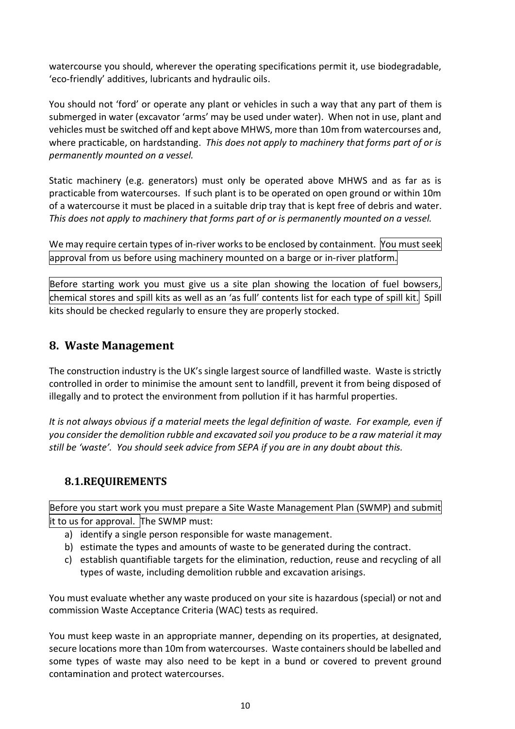watercourse you should, wherever the operating specifications permit it, use biodegradable, 'eco-friendly' additives, lubricants and hydraulic oils.

You should not 'ford' or operate any plant or vehicles in such a way that any part of them is submerged in water (excavator 'arms' may be used under water). When not in use, plant and vehicles must be switched off and kept above MHWS, more than 10m from watercourses and, where practicable, on hardstanding. *This does not apply to machinery that forms part of or is permanently mounted on a vessel.*

Static machinery (e.g. generators) must only be operated above MHWS and as far as is practicable from watercourses. If such plant is to be operated on open ground or within 10m of a watercourse it must be placed in a suitable drip tray that is kept free of debris and water. *This does not apply to machinery that forms part of or is permanently mounted on a vessel.*

We may require certain types of in-river works to be enclosed by containment. You must seek approval from us before using machinery mounted on a barge or in-river platform.

Before starting work you must give us a site plan showing the location of fuel bowsers, chemical stores and spill kits as well as an 'as full' contents list for each type of spill kit. Spill kits should be checked regularly to ensure they are properly stocked.

## 8. Waste Management

The construction industry is the UK's single largest source of landfilled waste. Waste is strictly controlled in order to minimise the amount sent to landfill, prevent it from being disposed of illegally and to protect the environment from pollution if it has harmful properties.

*It is not always obvious if a material meets the legal definition of waste. For example, even if you consider the demolition rubble and excavated soil you produce to be a raw material it may still be 'waste'. You should seek advice from SEPA if you are in any doubt about this.*

### 8.1. REQUIREMENTS

Before you start work you must prepare a Site Waste Management Plan (SWMP) and submit it to us for approval. The SWMP must:

a) identify a single person responsible for waste management.
b) estimate the types and amounts of waste to be generated during the contract.
c) establish quantifiable targets for the elimination, reduction, reuse and recycling of all types of waste, including demolition rubble and excavation arisings.

You must evaluate whether any waste produced on your site is hazardous (special) or not and commission Waste Acceptance Criteria (WAC) tests as required.

You must keep waste in an appropriate manner, depending on its properties, at designated, secure locations more than 10m from watercourses. Waste containers should be labelled and some types of waste may also need to be kept in a bund or covered to prevent ground contamination and protect watercourses.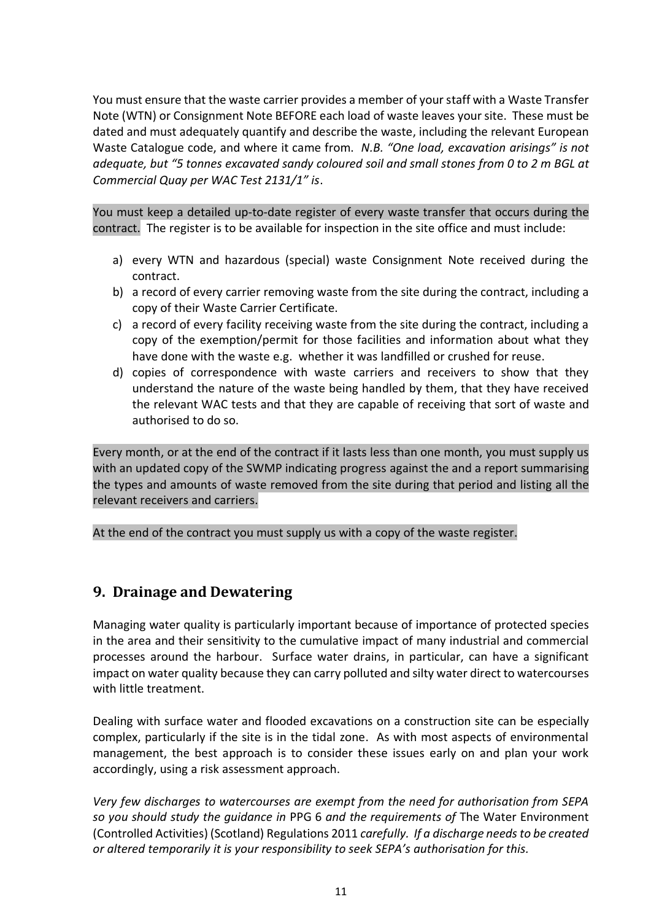You must ensure that the waste carrier provides a member of your staff with a Waste Transfer Note (WTN) or Consignment Note BEFORE each load of waste leaves your site. These must be dated and must adequately quantify and describe the waste, including the relevant European Waste Catalogue code, and where it came from. *N.B. "One load, excavation arisings" is not adequate, but "5 tonnes excavated sandy coloured soil and small stones from 0 to 2 m BGL at Commercial Quay per WAC Test 2131/1" is*.

You must keep a detailed up-to-date register of every waste transfer that occurs during the contract. The register is to be available for inspection in the site office and must include:

a) every WTN and hazardous (special) waste Consignment Note received during the contract.
b) a record of every carrier removing waste from the site during the contract, including a copy of their Waste Carrier Certificate.
c) a record of every facility receiving waste from the site during the contract, including a copy of the exemption/permit for those facilities and information about what they have done with the waste e.g. whether it was landfilled or crushed for reuse.
d) copies of correspondence with waste carriers and receivers to show that they understand the nature of the waste being handled by them, that they have received the relevant WAC tests and that they are capable of receiving that sort of waste and authorised to do so.

Every month, or at the end of the contract if it lasts less than one month, you must supply us with an updated copy of the SWMP indicating progress against the and a report summarising the types and amounts of waste removed from the site during that period and listing all the relevant receivers and carriers.

At the end of the contract you must supply us with a copy of the waste register.

## 9. Drainage and Dewatering

Managing water quality is particularly important because of importance of protected species in the area and their sensitivity to the cumulative impact of many industrial and commercial processes around the harbour. Surface water drains, in particular, can have a significant impact on water quality because they can carry polluted and silty water direct to watercourses with little treatment.

Dealing with surface water and flooded excavations on a construction site can be especially complex, particularly if the site is in the tidal zone. As with most aspects of environmental management, the best approach is to consider these issues early on and plan your work accordingly, using a risk assessment approach.

*Very few discharges to watercourses are exempt from the need for authorisation from SEPA so you should study the guidance in* PPG 6 *and the requirements of* The Water Environment (Controlled Activities) (Scotland) Regulations 2011 *carefully. If a discharge needs to be created or altered temporarily it is your responsibility to seek SEPA's authorisation for this.*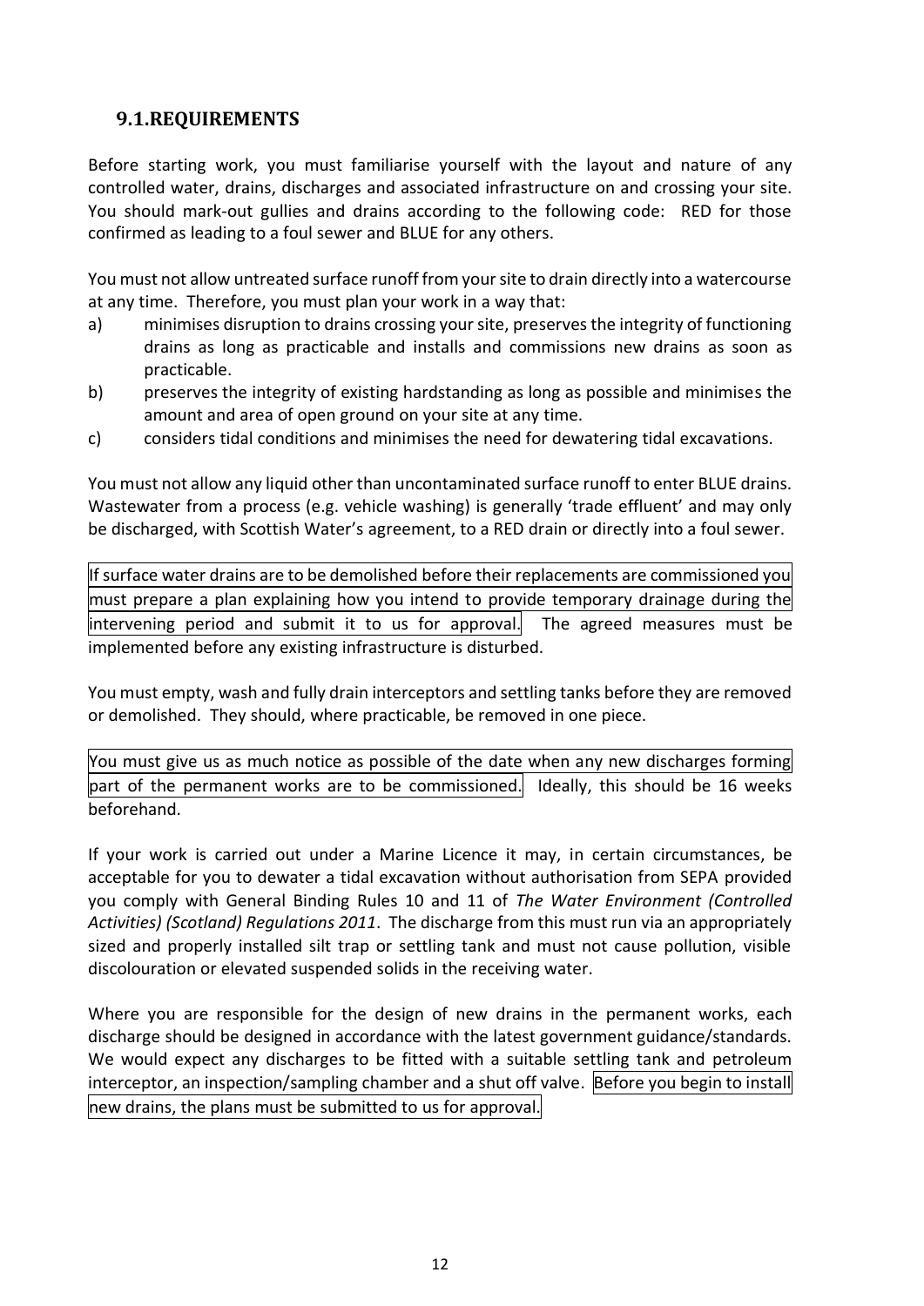## 9.1. REQUIREMENTS

Before starting work, you must familiarise yourself with the layout and nature of any controlled water, drains, discharges and associated infrastructure on and crossing your site. You should mark-out gullies and drains according to the following code: RED for those confirmed as leading to a foul sewer and BLUE for any others.

You must not allow untreated surface runoff from your site to drain directly into a watercourse at any time. Therefore, you must plan your work in a way that:

a) minimises disruption to drains crossing your site, preserves the integrity of functioning drains as long as practicable and installs and commissions new drains as soon as practicable.
b) preserves the integrity of existing hardstanding as long as possible and minimises the amount and area of open ground on your site at any time.
c) considers tidal conditions and minimises the need for dewatering tidal excavations.

You must not allow any liquid other than uncontaminated surface runoff to enter BLUE drains. Wastewater from a process (e.g. vehicle washing) is generally 'trade effluent' and may only be discharged, with Scottish Water's agreement, to a RED drain or directly into a foul sewer.

If surface water drains are to be demolished before their replacements are commissioned you must prepare a plan explaining how you intend to provide temporary drainage during the intervening period and submit it to us for approval. The agreed measures must be implemented before any existing infrastructure is disturbed.

You must empty, wash and fully drain interceptors and settling tanks before they are removed or demolished. They should, where practicable, be removed in one piece.

You must give us as much notice as possible of the date when any new discharges forming part of the permanent works are to be commissioned. Ideally, this should be 16 weeks beforehand.

If your work is carried out under a Marine Licence it may, in certain circumstances, be acceptable for you to dewater a tidal excavation without authorisation from SEPA provided you comply with General Binding Rules 10 and 11 of *The Water Environment (Controlled Activities) (Scotland) Regulations 2011*. The discharge from this must run via an appropriately sized and properly installed silt trap or settling tank and must not cause pollution, visible discolouration or elevated suspended solids in the receiving water.

Where you are responsible for the design of new drains in the permanent works, each discharge should be designed in accordance with the latest government guidance/standards. We would expect any discharges to be fitted with a suitable settling tank and petroleum interceptor, an inspection/sampling chamber and a shut off valve. Before you begin to install new drains, the plans must be submitted to us for approval.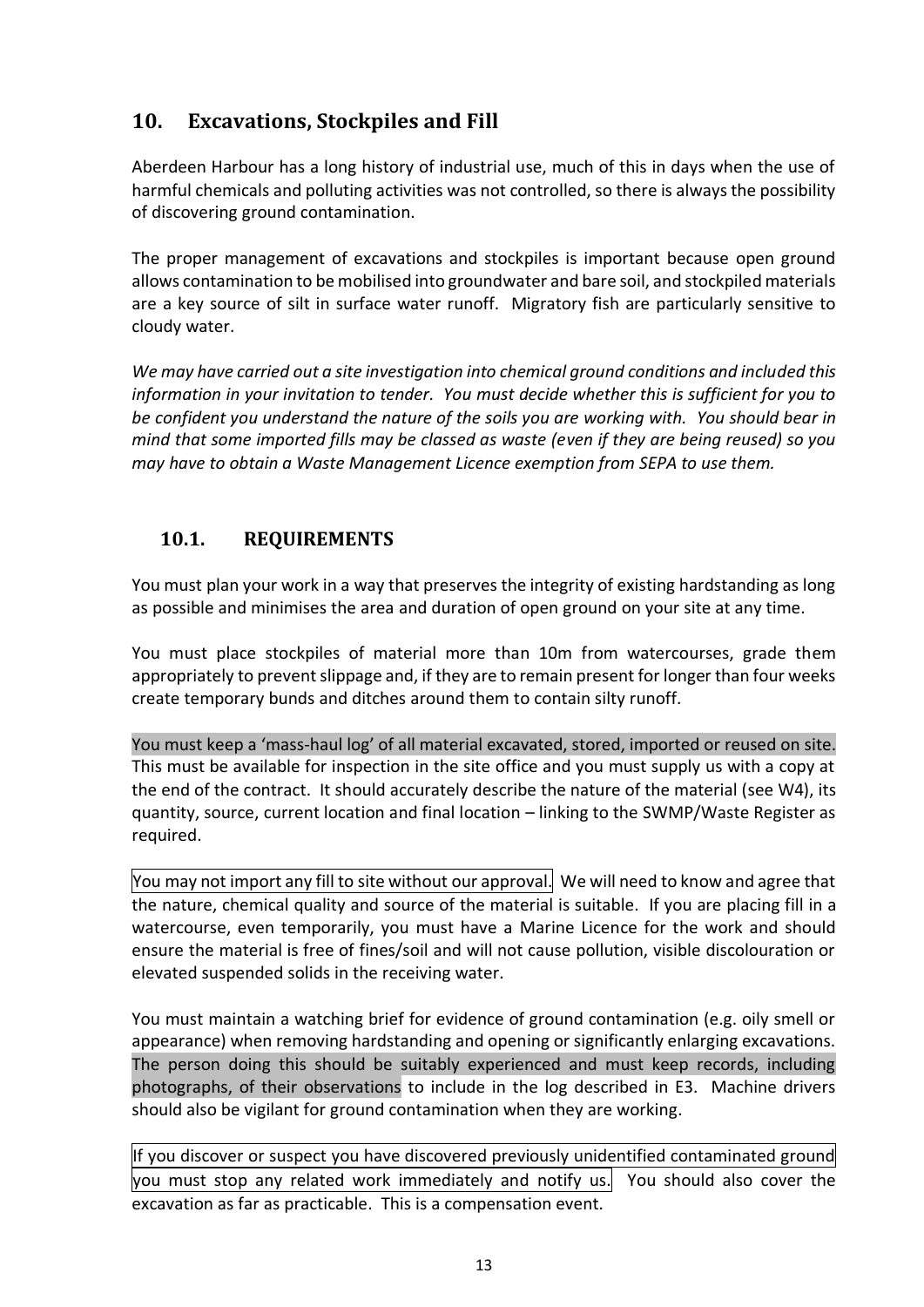## 10. Excavations, Stockpiles and Fill

Aberdeen Harbour has a long history of industrial use, much of this in days when the use of harmful chemicals and polluting activities was not controlled, so there is always the possibility of discovering ground contamination.

The proper management of excavations and stockpiles is important because open ground allows contamination to be mobilised into groundwater and bare soil, and stockpiled materials are a key source of silt in surface water runoff. Migratory fish are particularly sensitive to cloudy water.

*We may have carried out a site investigation into chemical ground conditions and included this information in your invitation to tender. You must decide whether this is sufficient for you to be confident you understand the nature of the soils you are working with. You should bear in mind that some imported fills may be classed as waste (even if they are being reused) so you may have to obtain a Waste Management Licence exemption from SEPA to use them.*

### 10.1. REQUIREMENTS

You must plan your work in a way that preserves the integrity of existing hardstanding as long as possible and minimises the area and duration of open ground on your site at any time.

You must place stockpiles of material more than 10m from watercourses, grade them appropriately to prevent slippage and, if they are to remain present for longer than four weeks create temporary bunds and ditches around them to contain silty runoff.

You must keep a 'mass-haul log' of all material excavated, stored, imported or reused on site. This must be available for inspection in the site office and you must supply us with a copy at the end of the contract. It should accurately describe the nature of the material (see W4), its quantity, source, current location and final location – linking to the SWMP/Waste Register as required.

You may not import any fill to site without our approval. We will need to know and agree that the nature, chemical quality and source of the material is suitable. If you are placing fill in a watercourse, even temporarily, you must have a Marine Licence for the work and should ensure the material is free of fines/soil and will not cause pollution, visible discolouration or elevated suspended solids in the receiving water.

You must maintain a watching brief for evidence of ground contamination (e.g. oily smell or appearance) when removing hardstanding and opening or significantly enlarging excavations. The person doing this should be suitably experienced and must keep records, including photographs, of their observations to include in the log described in E3. Machine drivers should also be vigilant for ground contamination when they are working.

If you discover or suspect you have discovered previously unidentified contaminated ground you must stop any related work immediately and notify us. You should also cover the excavation as far as practicable. This is a compensation event.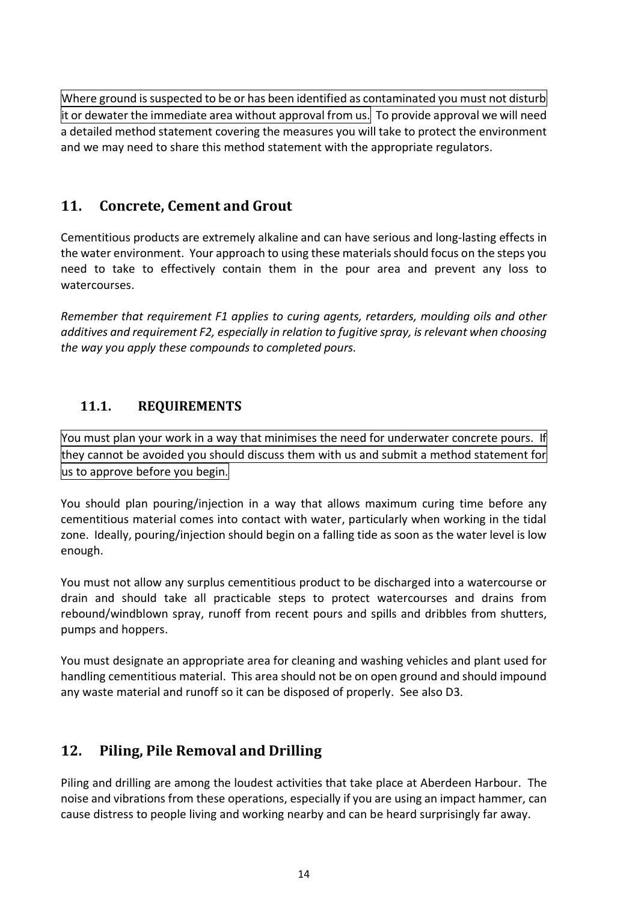Where ground is suspected to be or has been identified as contaminated you must not disturb it or dewater the immediate area without approval from us. To provide approval we will need a detailed method statement covering the measures you will take to protect the environment and we may need to share this method statement with the appropriate regulators.

## 11. Concrete, Cement and Grout

Cementitious products are extremely alkaline and can have serious and long-lasting effects in the water environment. Your approach to using these materials should focus on the steps you need to take to effectively contain them in the pour area and prevent any loss to watercourses.

*Remember that requirement F1 applies to curing agents, retarders, moulding oils and other additives and requirement F2, especially in relation to fugitive spray, is relevant when choosing the way you apply these compounds to completed pours.*

### 11.1. REQUIREMENTS

You must plan your work in a way that minimises the need for underwater concrete pours. If they cannot be avoided you should discuss them with us and submit a method statement for us to approve before you begin.

You should plan pouring/injection in a way that allows maximum curing time before any cementitious material comes into contact with water, particularly when working in the tidal zone. Ideally, pouring/injection should begin on a falling tide as soon as the water level is low enough.

You must not allow any surplus cementitious product to be discharged into a watercourse or drain and should take all practicable steps to protect watercourses and drains from rebound/windblown spray, runoff from recent pours and spills and dribbles from shutters, pumps and hoppers.

You must designate an appropriate area for cleaning and washing vehicles and plant used for handling cementitious material. This area should not be on open ground and should impound any waste material and runoff so it can be disposed of properly. See also D3.

## 12. Piling, Pile Removal and Drilling

Piling and drilling are among the loudest activities that take place at Aberdeen Harbour. The noise and vibrations from these operations, especially if you are using an impact hammer, can cause distress to people living and working nearby and can be heard surprisingly far away.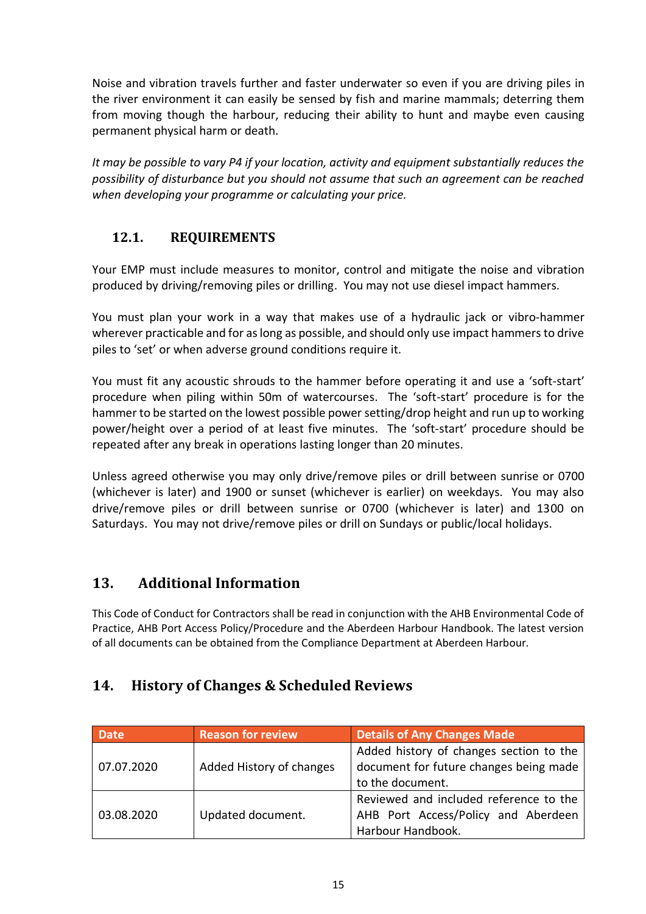Noise and vibration travels further and faster underwater so even if you are driving piles in the river environment it can easily be sensed by fish and marine mammals; deterring them from moving though the harbour, reducing their ability to hunt and maybe even causing permanent physical harm or death.

*It may be possible to vary P4 if your location, activity and equipment substantially reduces the possibility of disturbance but you should not assume that such an agreement can be reached when developing your programme or calculating your price.*

### 12.1. REQUIREMENTS

Your EMP must include measures to monitor, control and mitigate the noise and vibration produced by driving/removing piles or drilling. You may not use diesel impact hammers.

You must plan your work in a way that makes use of a hydraulic jack or vibro-hammer wherever practicable and for as long as possible, and should only use impact hammers to drive piles to 'set' or when adverse ground conditions require it.

You must fit any acoustic shrouds to the hammer before operating it and use a 'soft-start' procedure when piling within 50m of watercourses. The 'soft-start' procedure is for the hammer to be started on the lowest possible power setting/drop height and run up to working power/height over a period of at least five minutes. The 'soft-start' procedure should be repeated after any break in operations lasting longer than 20 minutes.

Unless agreed otherwise you may only drive/remove piles or drill between sunrise or 0700 (whichever is later) and 1900 or sunset (whichever is earlier) on weekdays. You may also drive/remove piles or drill between sunrise or 0700 (whichever is later) and 1300 on Saturdays. You may not drive/remove piles or drill on Sundays or public/local holidays.

## 13. Additional Information

This Code of Conduct for Contractors shall be read in conjunction with the AHB Environmental Code of Practice, AHB Port Access Policy/Procedure and the Aberdeen Harbour Handbook. The latest version of all documents can be obtained from the Compliance Department at Aberdeen Harbour.

## 14. History of Changes & Scheduled Reviews

| Date | Reason for review | Details of Any Changes Made |
|---|---|---|
| 07.07.2020 | Added History of changes | Added history of changes section to the document for future changes being made to the document. |
| 03.08.2020 | Updated document. | Reviewed and included reference to the AHB Port Access/Policy and Aberdeen Harbour Handbook. |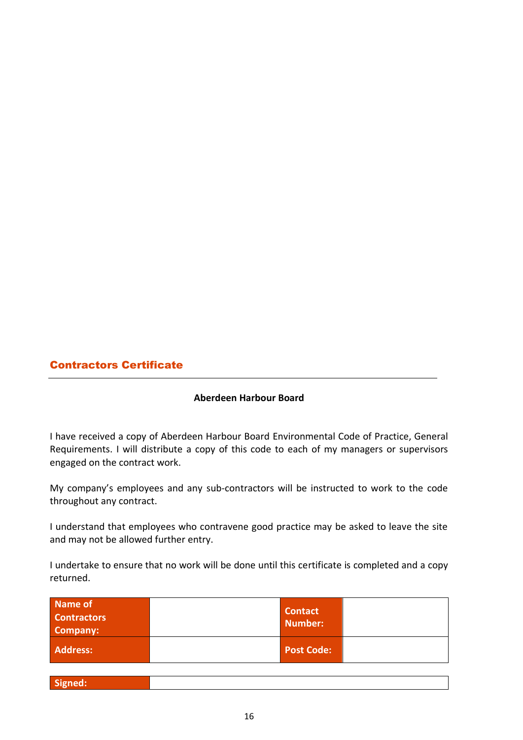## Contractors Certificate

**Aberdeen Harbour Board**

I have received a copy of Aberdeen Harbour Board Environmental Code of Practice, General Requirements. I will distribute a copy of this code to each of my managers or supervisors engaged on the contract work.

My company's employees and any sub-contractors will be instructed to work to the code throughout any contract.

I understand that employees who contravene good practice may be asked to leave the site and may not be allowed further entry.

I undertake to ensure that no work will be done until this certificate is completed and a copy returned.

| **Name of Contractors Company:** | | **Contact Number:** | |
|---|---|---|---|
| **Address:** | | **Post Code:** | |

| **Signed:** | |
|---|---|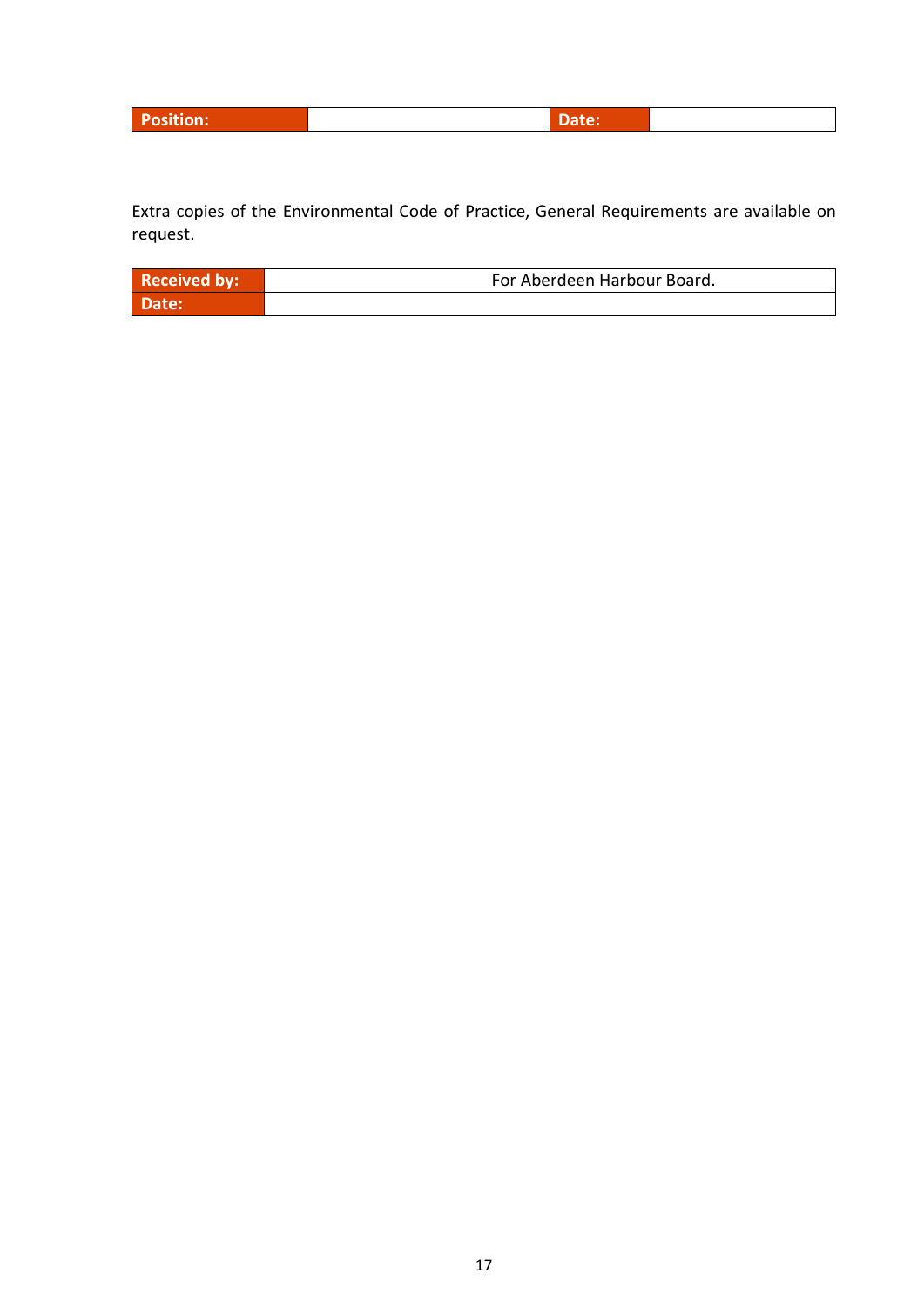| | | | |
|---|---|---|---|
| **Position:** | | **Date:** | |

Extra copies of the Environmental Code of Practice, General Requirements are available on request.

| | |
|---|---|
| **Received by:** | For Aberdeen Harbour Board. |
| **Date:** | |